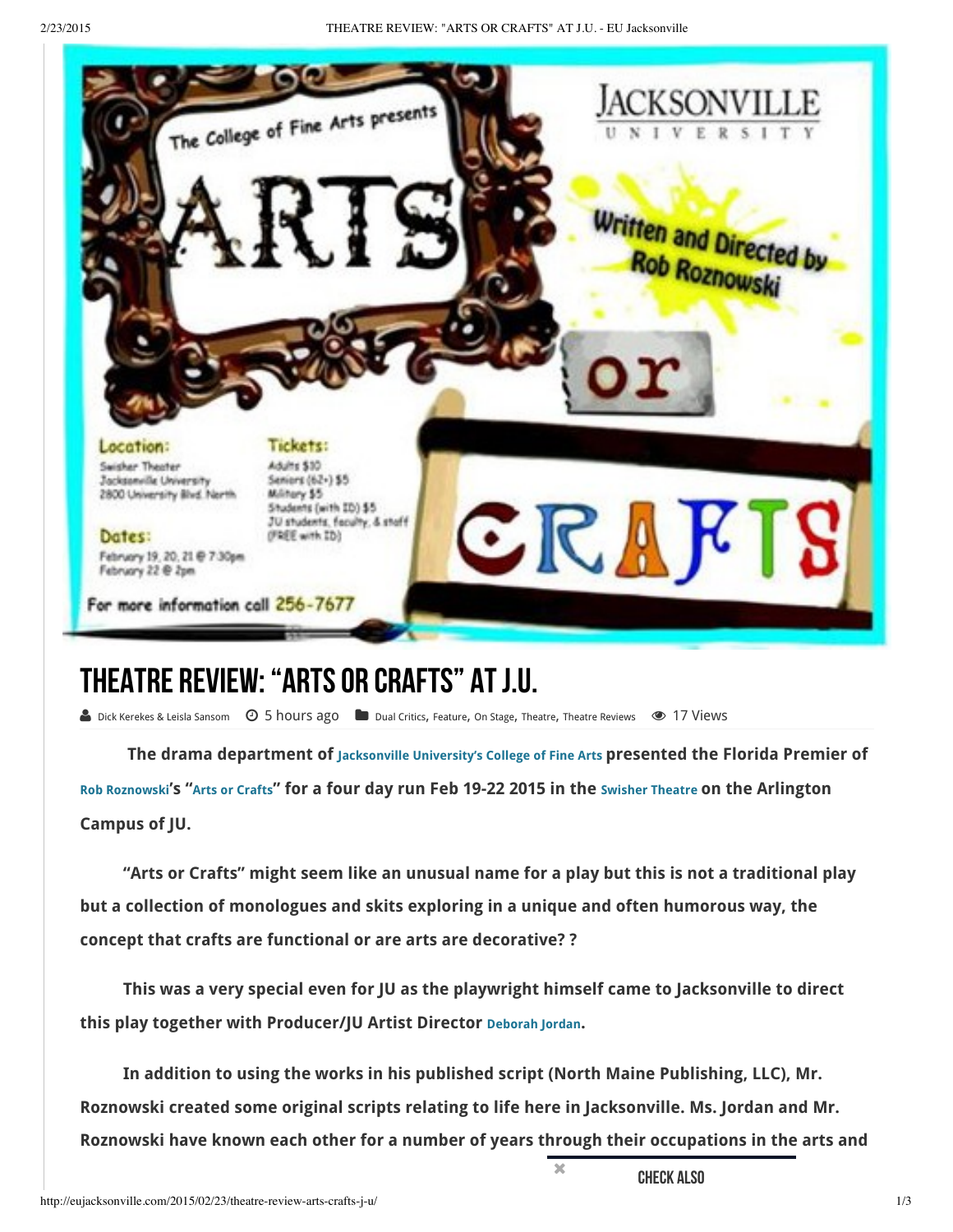The College of Fine Arts presents

JACKSONVILLE UNIVERSITY

ARTS or CRAFTS

Written and Directed by Rob Roznowski

Location:
Swisher Theater
Jacksonville University
2800 University Blvd. North

Tickets:
Adults $10
Seniors (62+) $5
Military $5
Students (with ID) $5
JU students, faculty, & staff (FREE with ID)

Dates:
February 19, 20, 21 @ 7:30pm
February 22 @ 2pm

For more information call 256-7677

# THEATRE REVIEW: "ARTS OR CRAFTS" AT J.U.

Dick Kerekes & Leisla Sansom · 5 hours ago · Dual Critics, Feature, On Stage, Theatre, Theatre Reviews · 17 Views

**The drama department of Jacksonville University's College of Fine Arts presented the Florida Premier of Rob Roznowski's "Arts or Crafts" for a four day run Feb 19-22 2015 in the Swisher Theatre on the Arlington Campus of JU.**

**"Arts or Crafts" might seem like an unusual name for a play but this is not a traditional play but a collection of monologues and skits exploring in a unique and often humorous way, the concept that crafts are functional or are arts are decorative? ?**

**This was a very special even for JU as the playwright himself came to Jacksonville to direct this play together with Producer/JU Artist Director Deborah Jordan.**

**In addition to using the works in his published script (North Maine Publishing, LLC), Mr. Roznowski created some original scripts relating to life here in Jacksonville. Ms. Jordan and Mr. Roznowski have known each other for a number of years through their occupations in the arts and**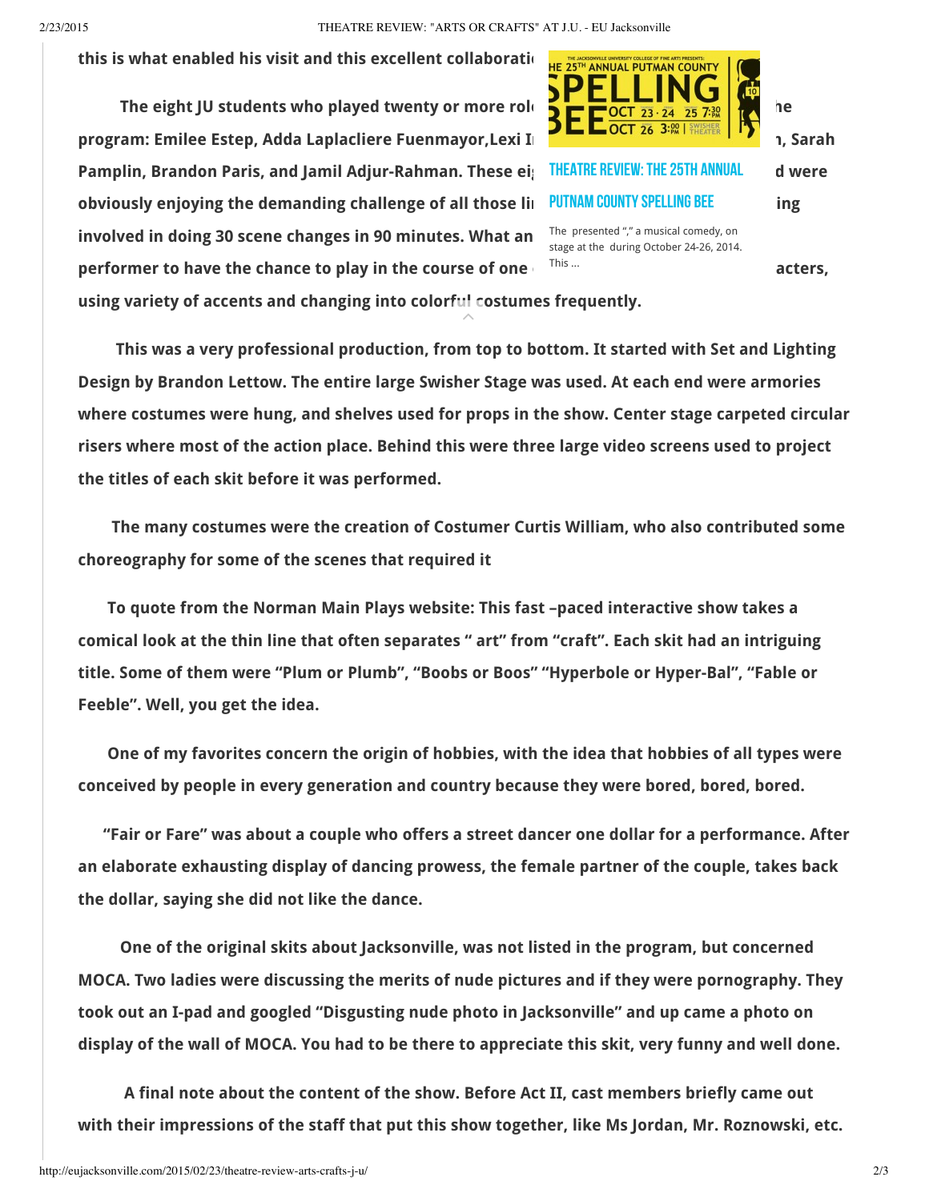this is what enabled his visit and this excellent collaborati

The eight JU students who played twenty or more rol program: Emilee Estep, Adda Laplacliere Fuenmayor,Lexi I Pamplin, Brandon Paris, and Jamil Adjur-Rahman. These ei obviously enjoying the demanding challenge of all those li involved in doing 30 scene changes in 90 minutes. What an performer to have the chance to play in the course of one using variety of accents and changing into colorful costumes frequently.

**THEATRE REVIEW: THE 25TH ANNUAL PUTNAM COUNTY SPELLING BEE**

The presented "," a musical comedy, on stage at the during October 24-26, 2014. This ...

This was a very professional production, from top to bottom. It started with Set and Lighting Design by Brandon Lettow. The entire large Swisher Stage was used. At each end were armories where costumes were hung, and shelves used for props in the show. Center stage carpeted circular risers where most of the action place. Behind this were three large video screens used to project the titles of each skit before it was performed.

The many costumes were the creation of Costumer Curtis William, who also contributed some choreography for some of the scenes that required it

To quote from the Norman Main Plays website: This fast –paced interactive show takes a comical look at the thin line that often separates " art" from "craft". Each skit had an intriguing title. Some of them were "Plum or Plumb", "Boobs or Boos" "Hyperbole or Hyper-Bal", "Fable or Feeble". Well, you get the idea.

One of my favorites concern the origin of hobbies, with the idea that hobbies of all types were conceived by people in every generation and country because they were bored, bored, bored.

"Fair or Fare" was about a couple who offers a street dancer one dollar for a performance. After an elaborate exhausting display of dancing prowess, the female partner of the couple, takes back the dollar, saying she did not like the dance.

One of the original skits about Jacksonville, was not listed in the program, but concerned MOCA. Two ladies were discussing the merits of nude pictures and if they were pornography. They took out an I-pad and googled "Disgusting nude photo in Jacksonville" and up came a photo on display of the wall of MOCA. You had to be there to appreciate this skit, very funny and well done.

A final note about the content of the show. Before Act II, cast members briefly came out with their impressions of the staff that put this show together, like Ms Jordan, Mr. Roznowski, etc.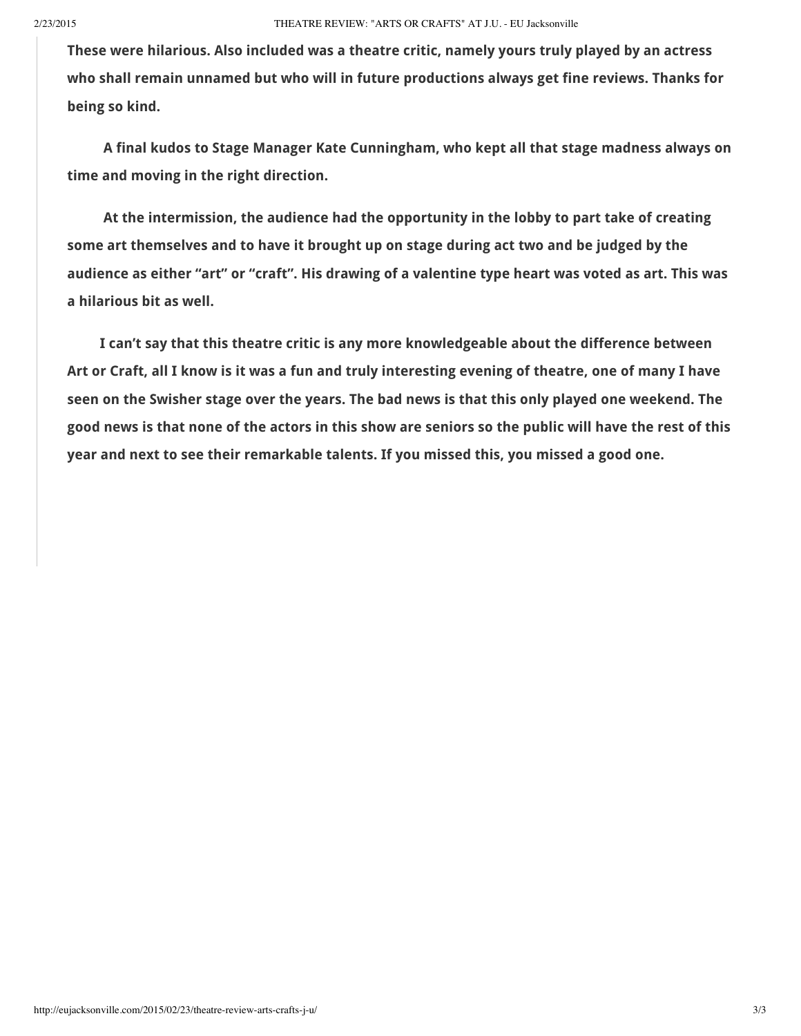**These were hilarious. Also included was a theatre critic, namely yours truly played by an actress who shall remain unnamed but who will in future productions always get fine reviews. Thanks for being so kind.**

**A final kudos to Stage Manager Kate Cunningham, who kept all that stage madness always on time and moving in the right direction.**

**At the intermission, the audience had the opportunity in the lobby to part take of creating some art themselves and to have it brought up on stage during act two and be judged by the audience as either "art" or "craft". His drawing of a valentine type heart was voted as art. This was a hilarious bit as well.**

**I can't say that this theatre critic is any more knowledgeable about the difference between Art or Craft, all I know is it was a fun and truly interesting evening of theatre, one of many I have seen on the Swisher stage over the years. The bad news is that this only played one weekend. The good news is that none of the actors in this show are seniors so the public will have the rest of this year and next to see their remarkable talents. If you missed this, you missed a good one.**